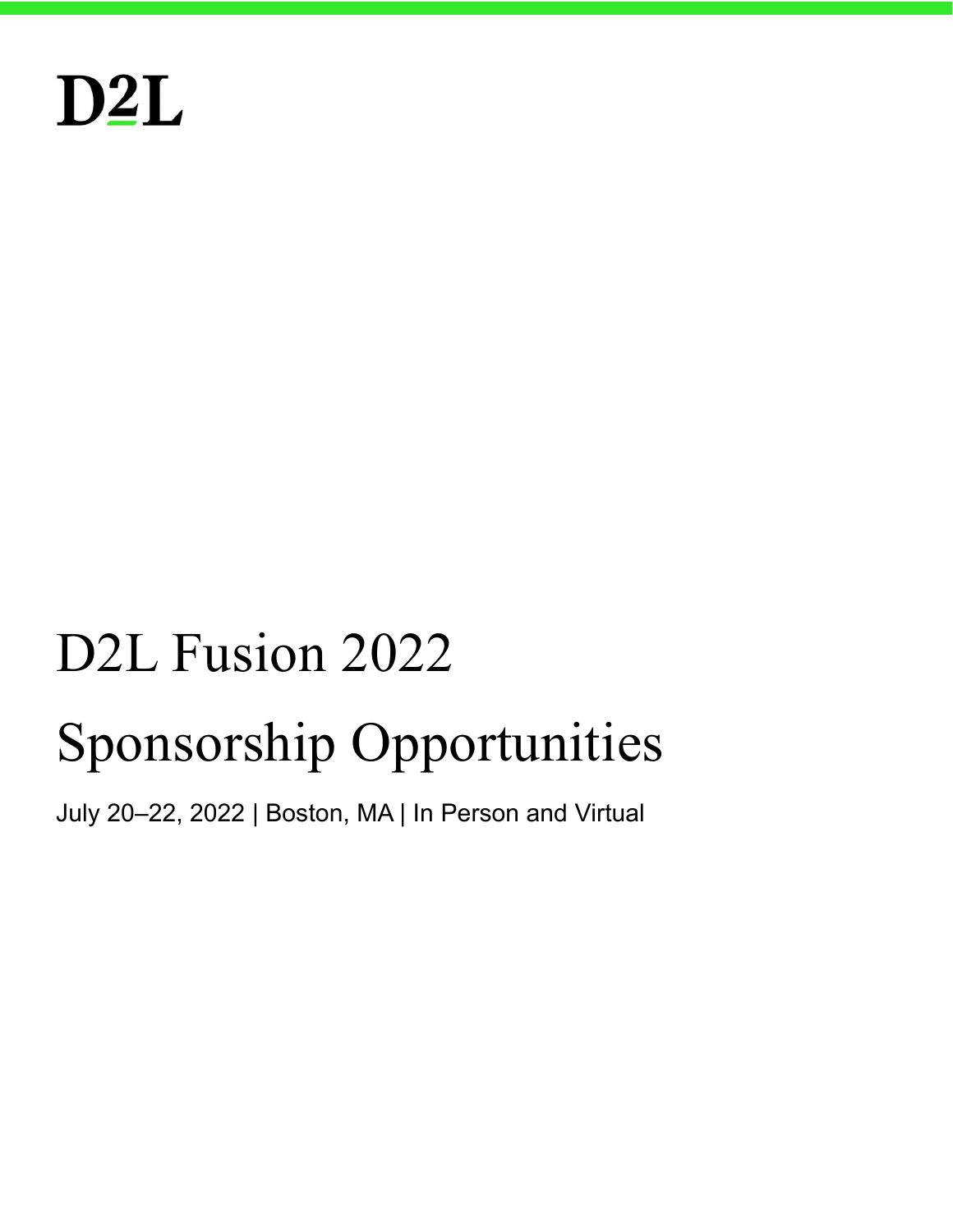D2L

# D2L Fusion 2022

# Sponsorship Opportunities

July 20–22, 2022 | Boston, MA | In Person and Virtual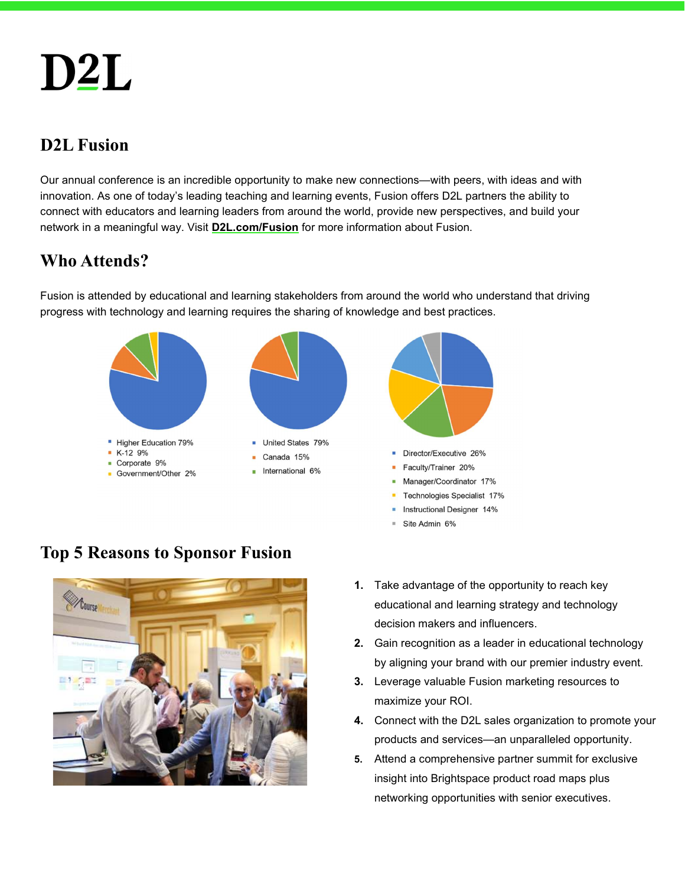# D2L

## D2L Fusion

Our annual conference is an incredible opportunity to make new connections—with peers, with ideas and with innovation. As one of today's leading teaching and learning events, Fusion offers D2L partners the ability to connect with educators and learning leaders from around the world, provide new perspectives, and build your network in a meaningful way. Visit **D2L.com/Fusion** for more information about Fusion.

## Who Attends?

Fusion is attended by educational and learning stakeholders from around the world who understand that driving progress with technology and learning requires the sharing of knowledge and best practices.

- Higher Education 79%
- K-12 9%
- Corporate 9%
- Government/Other 2%

- United States 79%
- Canada 15%
- International 6%

- Director/Executive 26%
- Faculty/Trainer 20%
- Manager/Coordinator 17%
- Technologies Specialist 17%
- Instructional Designer 14%
- Site Admin 6%

## Top 5 Reasons to Sponsor Fusion

1. Take advantage of the opportunity to reach key educational and learning strategy and technology decision makers and influencers.
2. Gain recognition as a leader in educational technology by aligning your brand with our premier industry event.
3. Leverage valuable Fusion marketing resources to maximize your ROI.
4. Connect with the D2L sales organization to promote your products and services—an unparalleled opportunity.
5. Attend a comprehensive partner summit for exclusive insight into Brightspace product road maps plus networking opportunities with senior executives.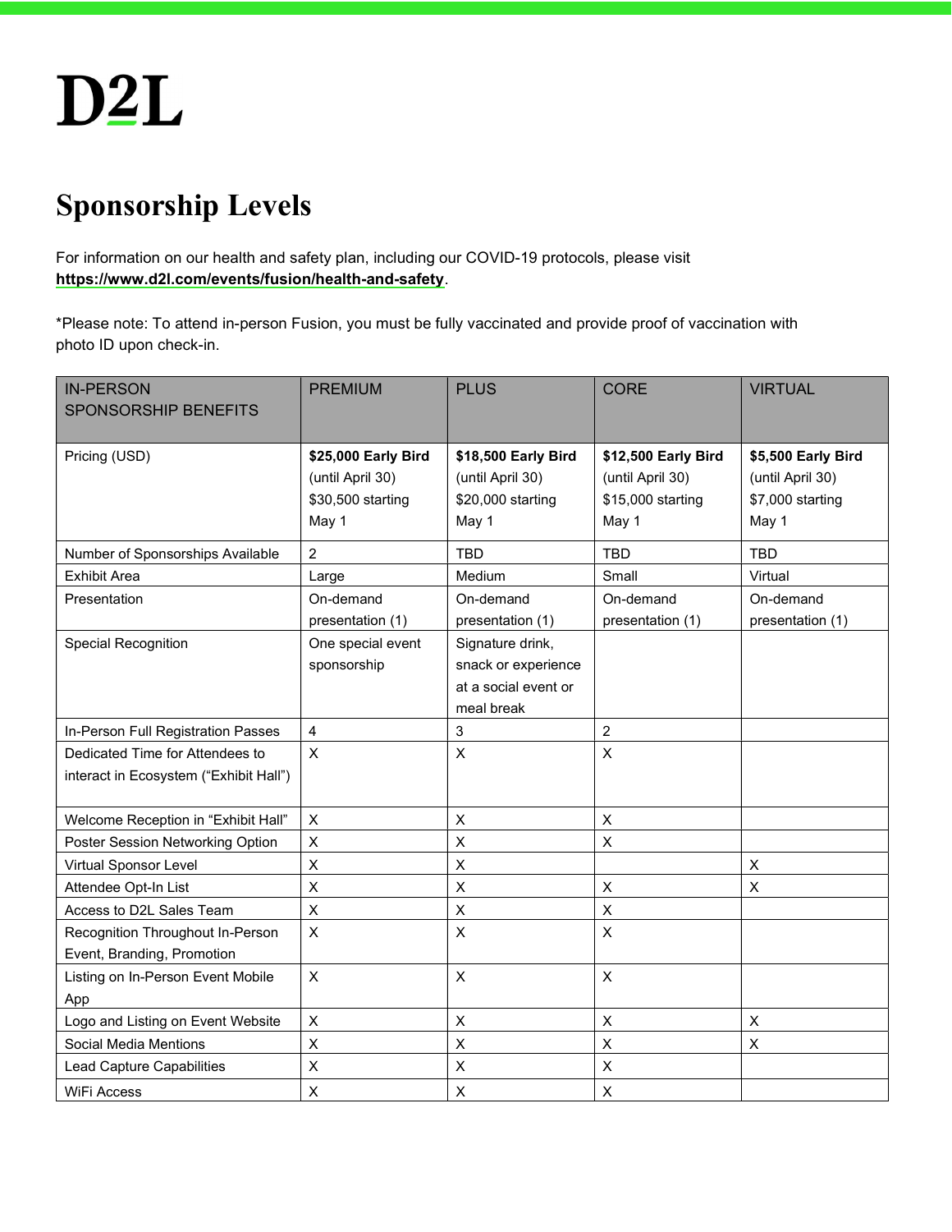D2L

# Sponsorship Levels

For information on our health and safety plan, including our COVID-19 protocols, please visit **https://www.d2l.com/events/fusion/health-and-safety**.

*Please note: To attend in-person Fusion, you must be fully vaccinated and provide proof of vaccination with photo ID upon check-in.

| IN-PERSON SPONSORSHIP BENEFITS | PREMIUM | PLUS | CORE | VIRTUAL |
|---|---|---|---|---|
| Pricing (USD) | **$25,000 Early Bird** (until April 30) $30,500 starting May 1 | **$18,500 Early Bird** (until April 30) $20,000 starting May 1 | **$12,500 Early Bird** (until April 30) $15,000 starting May 1 | **$5,500 Early Bird** (until April 30) $7,000 starting May 1 |
| Number of Sponsorships Available | 2 | TBD | TBD | TBD |
| Exhibit Area | Large | Medium | Small | Virtual |
| Presentation | On-demand presentation (1) | On-demand presentation (1) | On-demand presentation (1) | On-demand presentation (1) |
| Special Recognition | One special event sponsorship | Signature drink, snack or experience at a social event or meal break | | |
| In-Person Full Registration Passes | 4 | 3 | 2 | |
| Dedicated Time for Attendees to interact in Ecosystem ("Exhibit Hall") | X | X | X | |
| Welcome Reception in "Exhibit Hall" | X | X | X | |
| Poster Session Networking Option | X | X | X | |
| Virtual Sponsor Level | X | X | | X |
| Attendee Opt-In List | X | X | X | X |
| Access to D2L Sales Team | X | X | X | |
| Recognition Throughout In-Person Event, Branding, Promotion | X | X | X | |
| Listing on In-Person Event Mobile App | X | X | X | |
| Logo and Listing on Event Website | X | X | X | X |
| Social Media Mentions | X | X | X | X |
| Lead Capture Capabilities | X | X | X | |
| WiFi Access | X | X | X | |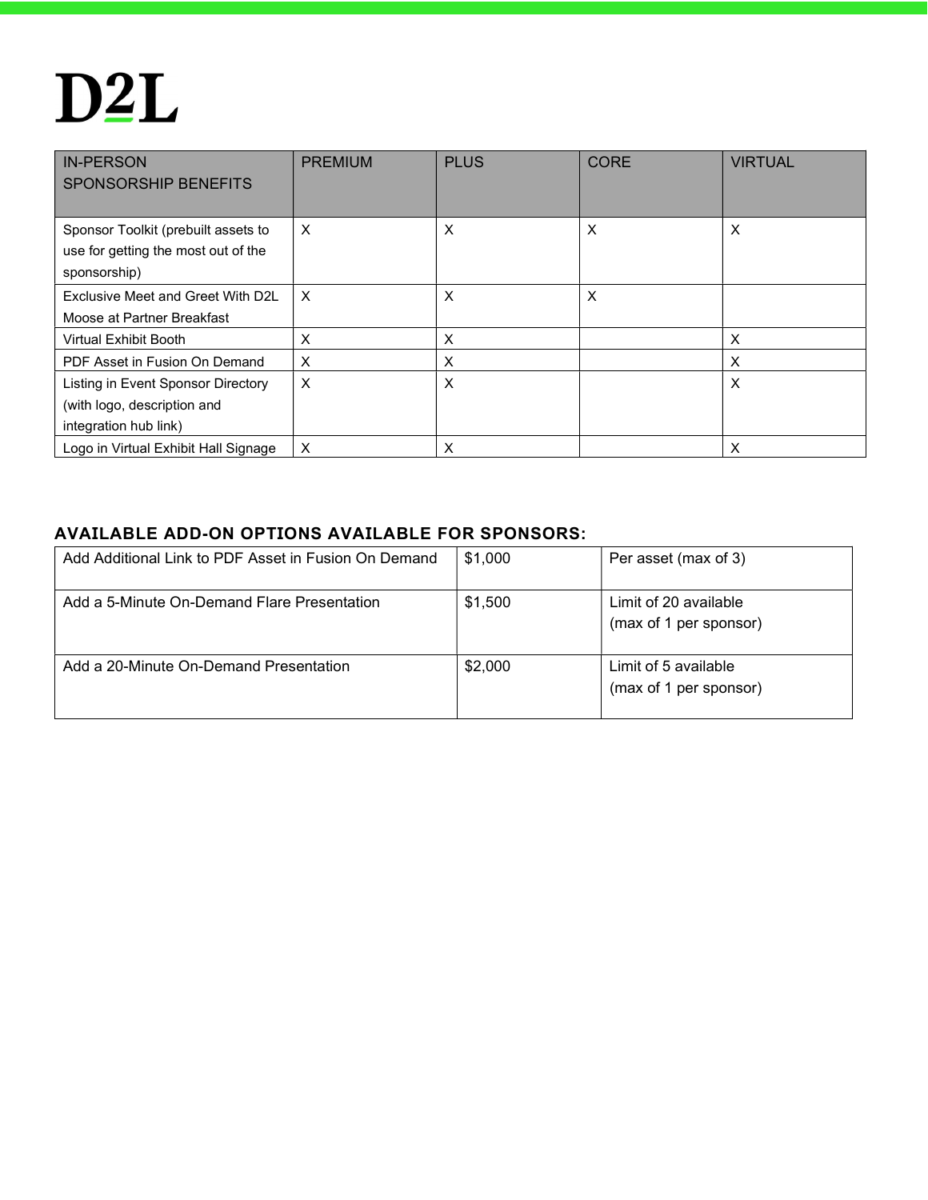D2L

| IN-PERSON SPONSORSHIP BENEFITS | PREMIUM | PLUS | CORE | VIRTUAL |
| --- | --- | --- | --- | --- |
| Sponsor Toolkit (prebuilt assets to use for getting the most out of the sponsorship) | X | X | X | X |
| Exclusive Meet and Greet With D2L Moose at Partner Breakfast | X | X | X | |
| Virtual Exhibit Booth | X | X | | X |
| PDF Asset in Fusion On Demand | X | X | | X |
| Listing in Event Sponsor Directory (with logo, description and integration hub link) | X | X | | X |
| Logo in Virtual Exhibit Hall Signage | X | X | | X |

### AVAILABLE ADD-ON OPTIONS AVAILABLE FOR SPONSORS:

| | | |
| --- | --- | --- |
| Add Additional Link to PDF Asset in Fusion On Demand | $1,000 | Per asset (max of 3) |
| Add a 5-Minute On-Demand Flare Presentation | $1,500 | Limit of 20 available (max of 1 per sponsor) |
| Add a 20-Minute On-Demand Presentation | $2,000 | Limit of 5 available (max of 1 per sponsor) |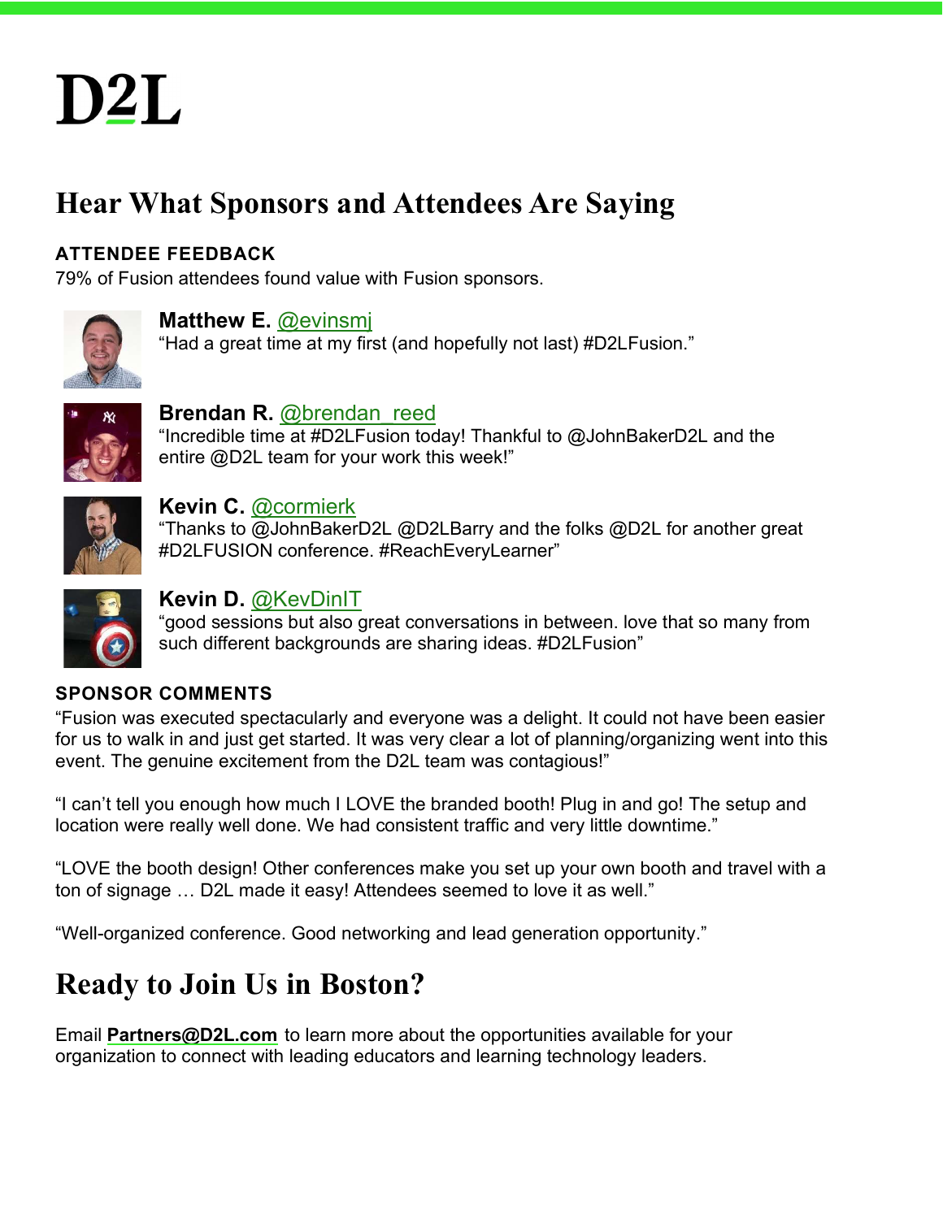# D2L

## Hear What Sponsors and Attendees Are Saying

### ATTENDEE FEEDBACK

79% of Fusion attendees found value with Fusion sponsors.

**Matthew E.** @evinsmj
"Had a great time at my first (and hopefully not last) #D2LFusion."

**Brendan R.** @brendan_reed
"Incredible time at #D2LFusion today! Thankful to @JohnBakerD2L and the entire @D2L team for your work this week!"

**Kevin C.** @cormierk
"Thanks to @JohnBakerD2L @D2LBarry and the folks @D2L for another great #D2LFUSION conference. #ReachEveryLearner"

**Kevin D.** @KevDinIT
"good sessions but also great conversations in between. love that so many from such different backgrounds are sharing ideas. #D2LFusion"

### SPONSOR COMMENTS

"Fusion was executed spectacularly and everyone was a delight. It could not have been easier for us to walk in and just get started. It was very clear a lot of planning/organizing went into this event. The genuine excitement from the D2L team was contagious!"

"I can't tell you enough how much I LOVE the branded booth! Plug in and go! The setup and location were really well done. We had consistent traffic and very little downtime."

"LOVE the booth design! Other conferences make you set up your own booth and travel with a ton of signage … D2L made it easy! Attendees seemed to love it as well."

"Well-organized conference. Good networking and lead generation opportunity."

## Ready to Join Us in Boston?

Email **Partners@D2L.com** to learn more about the opportunities available for your organization to connect with leading educators and learning technology leaders.